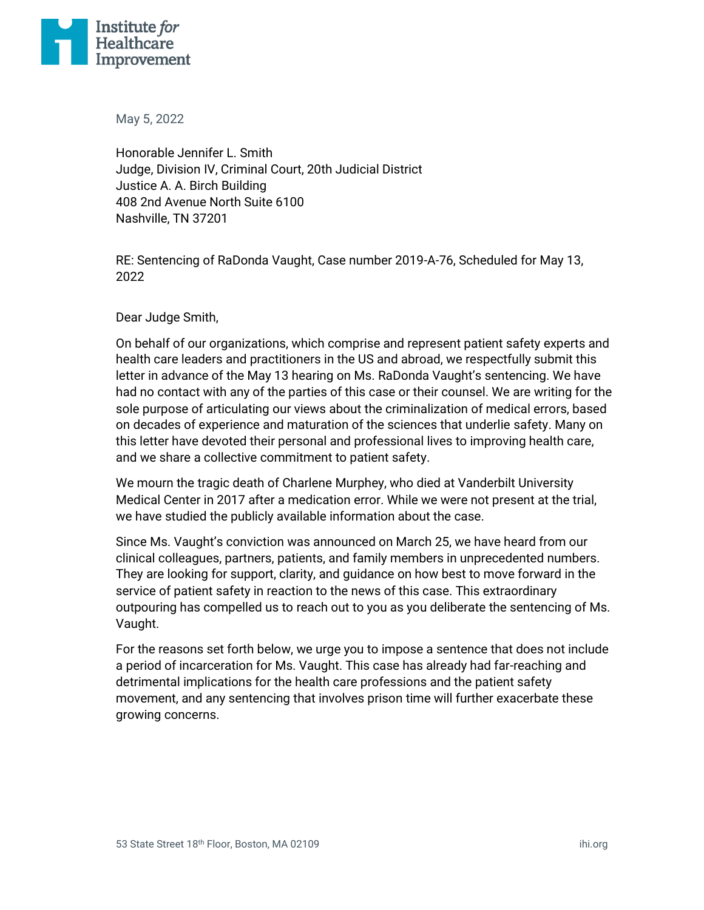May 5, 2022

Honorable Jennifer L. Smith
Judge, Division IV, Criminal Court, 20th Judicial District
Justice A. A. Birch Building
408 2nd Avenue North Suite 6100
Nashville, TN 37201

RE: Sentencing of RaDonda Vaught, Case number 2019-A-76, Scheduled for May 13, 2022

Dear Judge Smith,

On behalf of our organizations, which comprise and represent patient safety experts and health care leaders and practitioners in the US and abroad, we respectfully submit this letter in advance of the May 13 hearing on Ms. RaDonda Vaught's sentencing. We have had no contact with any of the parties of this case or their counsel. We are writing for the sole purpose of articulating our views about the criminalization of medical errors, based on decades of experience and maturation of the sciences that underlie safety. Many on this letter have devoted their personal and professional lives to improving health care, and we share a collective commitment to patient safety.

We mourn the tragic death of Charlene Murphey, who died at Vanderbilt University Medical Center in 2017 after a medication error. While we were not present at the trial, we have studied the publicly available information about the case.

Since Ms. Vaught's conviction was announced on March 25, we have heard from our clinical colleagues, partners, patients, and family members in unprecedented numbers. They are looking for support, clarity, and guidance on how best to move forward in the service of patient safety in reaction to the news of this case. This extraordinary outpouring has compelled us to reach out to you as you deliberate the sentencing of Ms. Vaught.

For the reasons set forth below, we urge you to impose a sentence that does not include a period of incarceration for Ms. Vaught. This case has already had far-reaching and detrimental implications for the health care professions and the patient safety movement, and any sentencing that involves prison time will further exacerbate these growing concerns.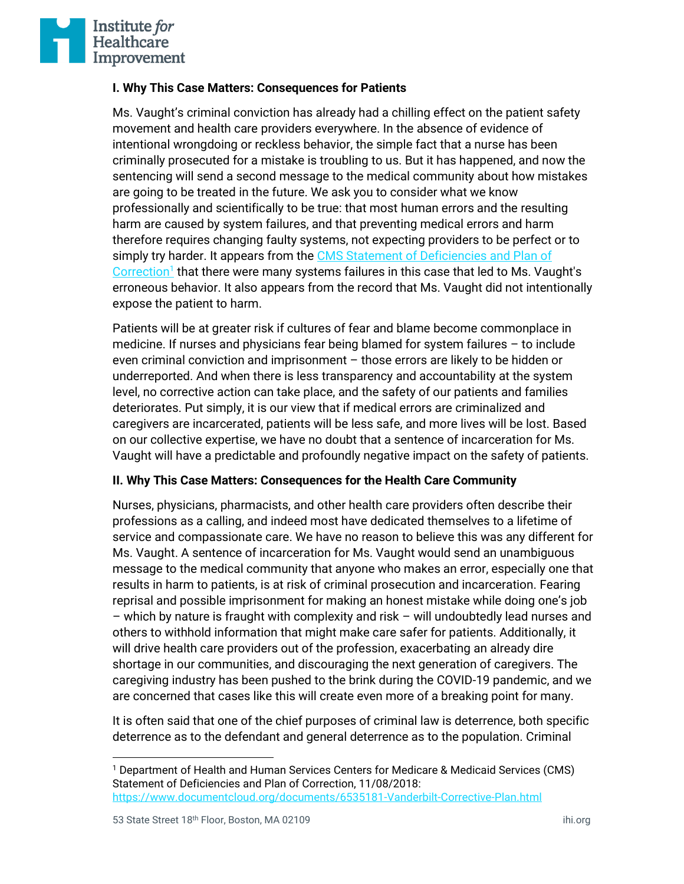**I. Why This Case Matters: Consequences for Patients**

Ms. Vaught's criminal conviction has already had a chilling effect on the patient safety movement and health care providers everywhere. In the absence of evidence of intentional wrongdoing or reckless behavior, the simple fact that a nurse has been criminally prosecuted for a mistake is troubling to us. But it has happened, and now the sentencing will send a second message to the medical community about how mistakes are going to be treated in the future. We ask you to consider what we know professionally and scientifically to be true: that most human errors and the resulting harm are caused by system failures, and that preventing medical errors and harm therefore requires changing faulty systems, not expecting providers to be perfect or to simply try harder. It appears from the CMS Statement of Deficiencies and Plan of Correction[1] that there were many systems failures in this case that led to Ms. Vaught's erroneous behavior. It also appears from the record that Ms. Vaught did not intentionally expose the patient to harm.

Patients will be at greater risk if cultures of fear and blame become commonplace in medicine. If nurses and physicians fear being blamed for system failures – to include even criminal conviction and imprisonment – those errors are likely to be hidden or underreported. And when there is less transparency and accountability at the system level, no corrective action can take place, and the safety of our patients and families deteriorates. Put simply, it is our view that if medical errors are criminalized and caregivers are incarcerated, patients will be less safe, and more lives will be lost. Based on our collective expertise, we have no doubt that a sentence of incarceration for Ms. Vaught will have a predictable and profoundly negative impact on the safety of patients.

**II. Why This Case Matters: Consequences for the Health Care Community**

Nurses, physicians, pharmacists, and other health care providers often describe their professions as a calling, and indeed most have dedicated themselves to a lifetime of service and compassionate care. We have no reason to believe this was any different for Ms. Vaught. A sentence of incarceration for Ms. Vaught would send an unambiguous message to the medical community that anyone who makes an error, especially one that results in harm to patients, is at risk of criminal prosecution and incarceration. Fearing reprisal and possible imprisonment for making an honest mistake while doing one's job – which by nature is fraught with complexity and risk – will undoubtedly lead nurses and others to withhold information that might make care safer for patients. Additionally, it will drive health care providers out of the profession, exacerbating an already dire shortage in our communities, and discouraging the next generation of caregivers. The caregiving industry has been pushed to the brink during the COVID-19 pandemic, and we are concerned that cases like this will create even more of a breaking point for many.

It is often said that one of the chief purposes of criminal law is deterrence, both specific deterrence as to the defendant and general deterrence as to the population. Criminal

[1] Department of Health and Human Services Centers for Medicare & Medicaid Services (CMS) Statement of Deficiencies and Plan of Correction, 11/08/2018: https://www.documentcloud.org/documents/6535181-Vanderbilt-Corrective-Plan.html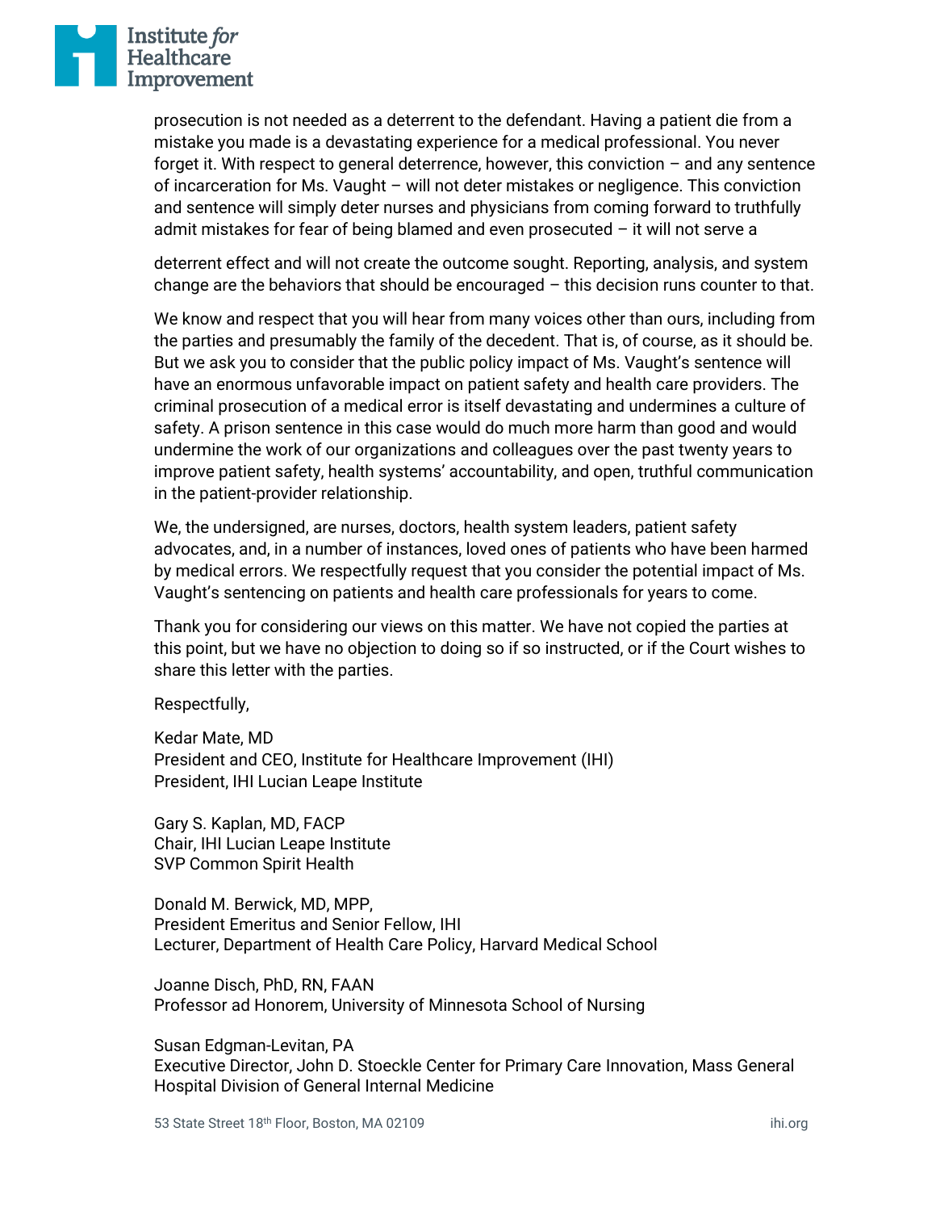prosecution is not needed as a deterrent to the defendant. Having a patient die from a mistake you made is a devastating experience for a medical professional. You never forget it. With respect to general deterrence, however, this conviction – and any sentence of incarceration for Ms. Vaught – will not deter mistakes or negligence. This conviction and sentence will simply deter nurses and physicians from coming forward to truthfully admit mistakes for fear of being blamed and even prosecuted – it will not serve a deterrent effect and will not create the outcome sought. Reporting, analysis, and system change are the behaviors that should be encouraged – this decision runs counter to that.

We know and respect that you will hear from many voices other than ours, including from the parties and presumably the family of the decedent. That is, of course, as it should be. But we ask you to consider that the public policy impact of Ms. Vaught's sentence will have an enormous unfavorable impact on patient safety and health care providers. The criminal prosecution of a medical error is itself devastating and undermines a culture of safety. A prison sentence in this case would do much more harm than good and would undermine the work of our organizations and colleagues over the past twenty years to improve patient safety, health systems' accountability, and open, truthful communication in the patient-provider relationship.

We, the undersigned, are nurses, doctors, health system leaders, patient safety advocates, and, in a number of instances, loved ones of patients who have been harmed by medical errors. We respectfully request that you consider the potential impact of Ms. Vaught's sentencing on patients and health care professionals for years to come.

Thank you for considering our views on this matter. We have not copied the parties at this point, but we have no objection to doing so if so instructed, or if the Court wishes to share this letter with the parties.

Respectfully,

Kedar Mate, MD
President and CEO, Institute for Healthcare Improvement (IHI)
President, IHI Lucian Leape Institute

Gary S. Kaplan, MD, FACP
Chair, IHI Lucian Leape Institute
SVP Common Spirit Health

Donald M. Berwick, MD, MPP,
President Emeritus and Senior Fellow, IHI
Lecturer, Department of Health Care Policy, Harvard Medical School

Joanne Disch, PhD, RN, FAAN
Professor ad Honorem, University of Minnesota School of Nursing

Susan Edgman-Levitan, PA
Executive Director, John D. Stoeckle Center for Primary Care Innovation, Mass General Hospital Division of General Internal Medicine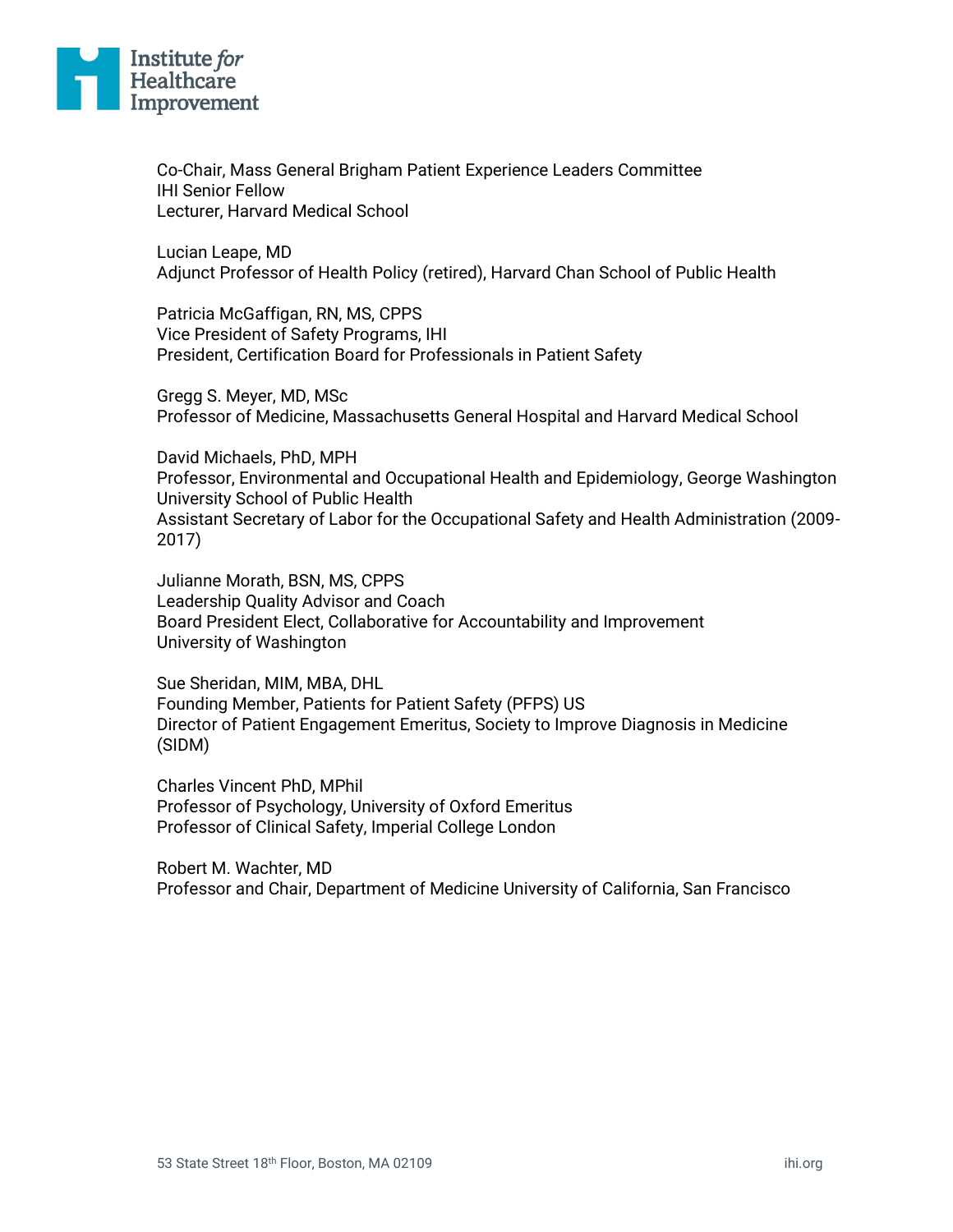Co-Chair, Mass General Brigham Patient Experience Leaders Committee
IHI Senior Fellow
Lecturer, Harvard Medical School

Lucian Leape, MD
Adjunct Professor of Health Policy (retired), Harvard Chan School of Public Health

Patricia McGaffigan, RN, MS, CPPS
Vice President of Safety Programs, IHI
President, Certification Board for Professionals in Patient Safety

Gregg S. Meyer, MD, MSc
Professor of Medicine, Massachusetts General Hospital and Harvard Medical School

David Michaels, PhD, MPH
Professor, Environmental and Occupational Health and Epidemiology, George Washington University School of Public Health
Assistant Secretary of Labor for the Occupational Safety and Health Administration (2009-2017)

Julianne Morath, BSN, MS, CPPS
Leadership Quality Advisor and Coach
Board President Elect, Collaborative for Accountability and Improvement
University of Washington

Sue Sheridan, MIM, MBA, DHL
Founding Member, Patients for Patient Safety (PFPS) US
Director of Patient Engagement Emeritus, Society to Improve Diagnosis in Medicine (SIDM)

Charles Vincent PhD, MPhil
Professor of Psychology, University of Oxford Emeritus
Professor of Clinical Safety, Imperial College London

Robert M. Wachter, MD
Professor and Chair, Department of Medicine University of California, San Francisco